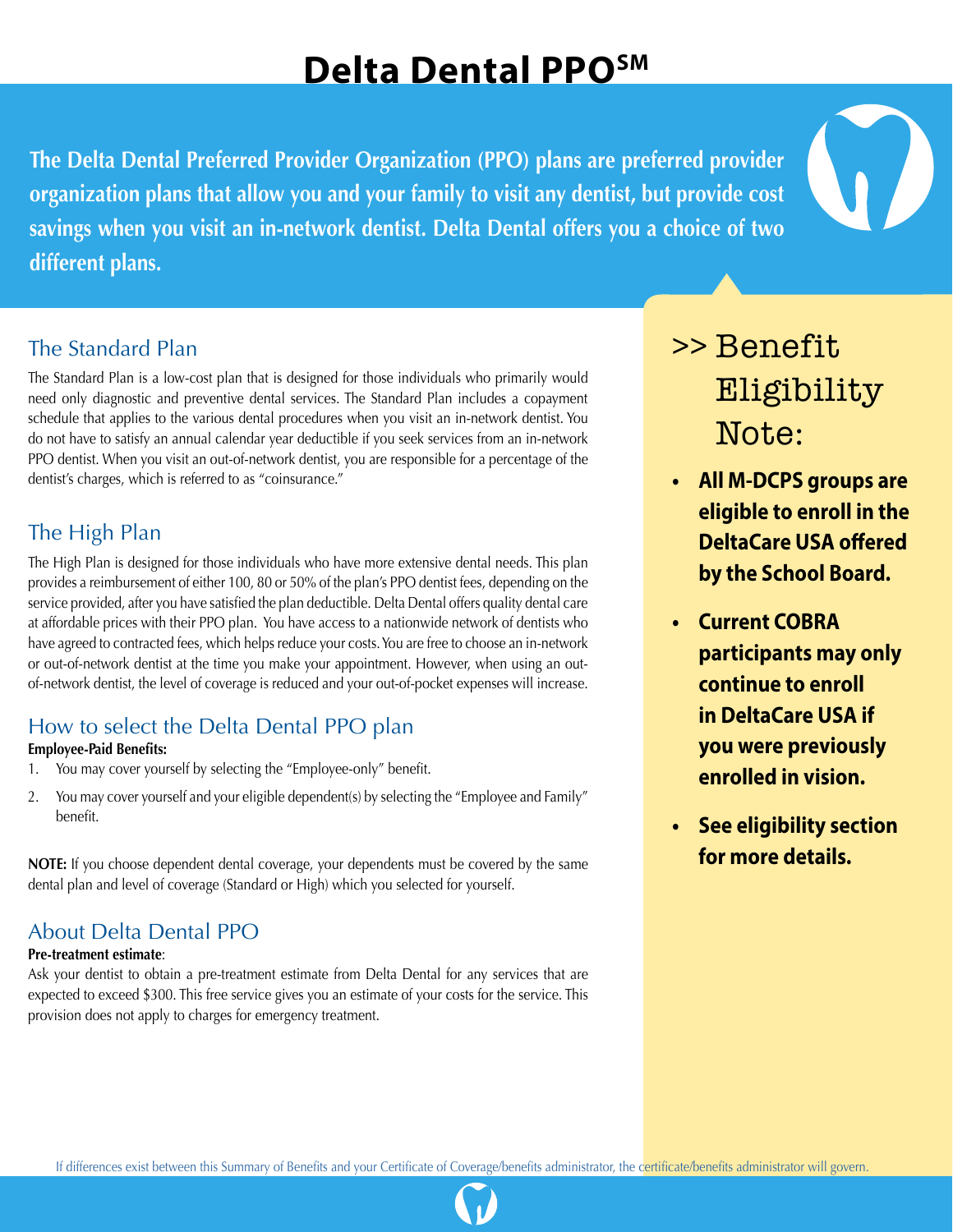# Delta Dental PPO℠

**The Delta Dental Preferred Provider Organization (PPO) plans are preferred provider organization plans that allow you and your family to visit any dentist, but provide cost savings when you visit an in-network dentist. Delta Dental offers you a choice of two different plans.**

## The Standard Plan

The Standard Plan is a low-cost plan that is designed for those individuals who primarily would need only diagnostic and preventive dental services. The Standard Plan includes a copayment schedule that applies to the various dental procedures when you visit an in-network dentist. You do not have to satisfy an annual calendar year deductible if you seek services from an in-network PPO dentist. When you visit an out-of-network dentist, you are responsible for a percentage of the dentist's charges, which is referred to as "coinsurance."

## The High Plan

The High Plan is designed for those individuals who have more extensive dental needs. This plan provides a reimbursement of either 100, 80 or 50% of the plan's PPO dentist fees, depending on the service provided, after you have satisfied the plan deductible. Delta Dental offers quality dental care at affordable prices with their PPO plan. You have access to a nationwide network of dentists who have agreed to contracted fees, which helps reduce your costs. You are free to choose an in-network or out-of-network dentist at the time you make your appointment. However, when using an out-of-network dentist, the level of coverage is reduced and your out-of-pocket expenses will increase.

## How to select the Delta Dental PPO plan

**Employee-Paid Benefits:**

1. You may cover yourself by selecting the "Employee-only" benefit.
2. You may cover yourself and your eligible dependent(s) by selecting the "Employee and Family" benefit.

**NOTE:** If you choose dependent dental coverage, your dependents must be covered by the same dental plan and level of coverage (Standard or High) which you selected for yourself.

## About Delta Dental PPO

**Pre-treatment estimate**:

Ask your dentist to obtain a pre-treatment estimate from Delta Dental for any services that are expected to exceed $300. This free service gives you an estimate of your costs for the service. This provision does not apply to charges for emergency treatment.

## >> Benefit Eligibility Note:

- **All M-DCPS groups are eligible to enroll in the DeltaCare USA offered by the School Board.**
- **Current COBRA participants may only continue to enroll in DeltaCare USA if you were previously enrolled in vision.**
- **See eligibility section for more details.**

If differences exist between this Summary of Benefits and your Certificate of Coverage/benefits administrator, the certificate/benefits administrator will govern.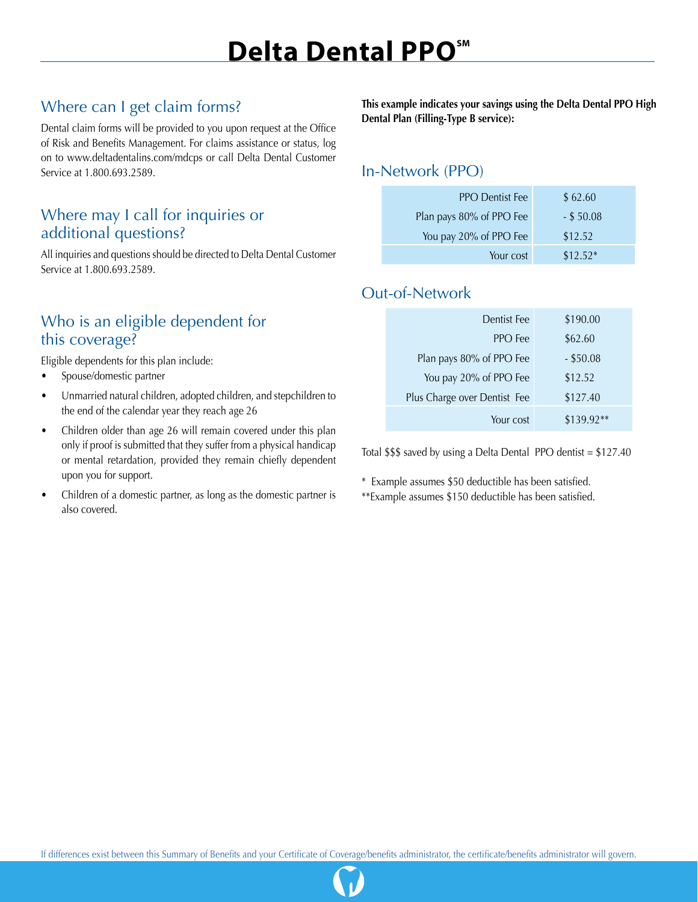# Delta Dental PPO℠

## Where can I get claim forms?

Dental claim forms will be provided to you upon request at the Office of Risk and Benefits Management. For claims assistance or status, log on to www.deltadentalins.com/mdcps or call Delta Dental Customer Service at 1.800.693.2589.

## Where may I call for inquiries or additional questions?

All inquiries and questions should be directed to Delta Dental Customer Service at 1.800.693.2589.

## Who is an eligible dependent for this coverage?

Eligible dependents for this plan include:

- Spouse/domestic partner
- Unmarried natural children, adopted children, and stepchildren to the end of the calendar year they reach age 26
- Children older than age 26 will remain covered under this plan only if proof is submitted that they suffer from a physical handicap or mental retardation, provided they remain chiefly dependent upon you for support.
- Children of a domestic partner, as long as the domestic partner is also covered.

**This example indicates your savings using the Delta Dental PPO High Dental Plan (Filling-Type B service):**

## In-Network (PPO)

| | |
|---|---|
| PPO Dentist Fee | $ 62.60 |
| Plan pays 80% of PPO Fee | - $ 50.08 |
| You pay 20% of PPO Fee | $12.52 |
| Your cost | $12.52* |

## Out-of-Network

| | |
|---|---|
| Dentist Fee | $190.00 |
| PPO Fee | $62.60 |
| Plan pays 80% of PPO Fee | - $50.08 |
| You pay 20% of PPO Fee | $12.52 |
| Plus Charge over Dentist Fee | $127.40 |
| Your cost | $139.92** |

Total $$$ saved by using a Delta Dental PPO dentist = $127.40

\* Example assumes $50 deductible has been satisfied.
\*\*Example assumes $150 deductible has been satisfied.

If differences exist between this Summary of Benefits and your Certificate of Coverage/benefits administrator, the certificate/benefits administrator will govern.